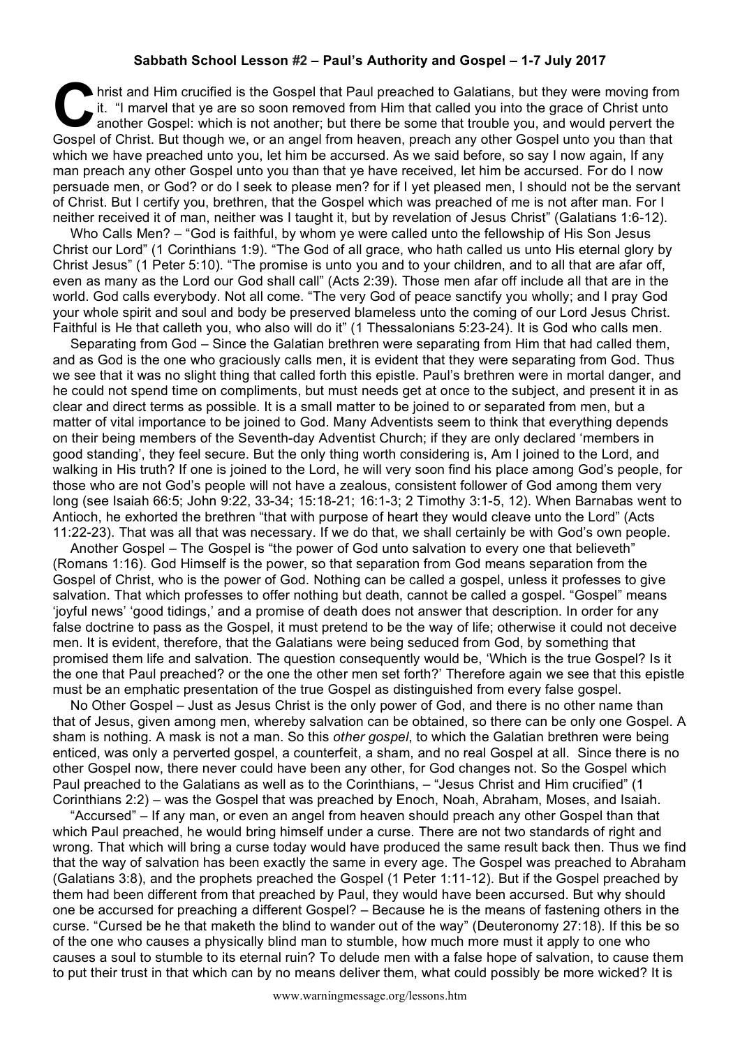**Sabbath School Lesson #2 – Paul's Authority and Gospel – 1-7 July 2017**

Christ and Him crucified is the Gospel that Paul preached to Galatians, but they were moving from it. "I marvel that ye are so soon removed from Him that called you into the grace of Christ unto another Gospel: which is not another; but there be some that trouble you, and would pervert the Gospel of Christ. But though we, or an angel from heaven, preach any other Gospel unto you than that which we have preached unto you, let him be accursed. As we said before, so say I now again, If any man preach any other Gospel unto you than that ye have received, let him be accursed. For do I now persuade men, or God? or do I seek to please men? for if I yet pleased men, I should not be the servant of Christ. But I certify you, brethren, that the Gospel which was preached of me is not after man. For I neither received it of man, neither was I taught it, but by revelation of Jesus Christ" (Galatians 1:6-12).

Who Calls Men? – "God is faithful, by whom ye were called unto the fellowship of His Son Jesus Christ our Lord" (1 Corinthians 1:9). "The God of all grace, who hath called us unto His eternal glory by Christ Jesus" (1 Peter 5:10). "The promise is unto you and to your children, and to all that are afar off, even as many as the Lord our God shall call" (Acts 2:39). Those men afar off include all that are in the world. God calls everybody. Not all come. "The very God of peace sanctify you wholly; and I pray God your whole spirit and soul and body be preserved blameless unto the coming of our Lord Jesus Christ. Faithful is He that calleth you, who also will do it" (1 Thessalonians 5:23-24). It is God who calls men.

Separating from God – Since the Galatian brethren were separating from Him that had called them, and as God is the one who graciously calls men, it is evident that they were separating from God. Thus we see that it was no slight thing that called forth this epistle. Paul's brethren were in mortal danger, and he could not spend time on compliments, but must needs get at once to the subject, and present it in as clear and direct terms as possible. It is a small matter to be joined to or separated from men, but a matter of vital importance to be joined to God. Many Adventists seem to think that everything depends on their being members of the Seventh-day Adventist Church; if they are only declared 'members in good standing', they feel secure. But the only thing worth considering is, Am I joined to the Lord, and walking in His truth? If one is joined to the Lord, he will very soon find his place among God's people, for those who are not God's people will not have a zealous, consistent follower of God among them very long (see Isaiah 66:5; John 9:22, 33-34; 15:18-21; 16:1-3; 2 Timothy 3:1-5, 12). When Barnabas went to Antioch, he exhorted the brethren "that with purpose of heart they would cleave unto the Lord" (Acts 11:22-23). That was all that was necessary. If we do that, we shall certainly be with God's own people.

Another Gospel – The Gospel is "the power of God unto salvation to every one that believeth" (Romans 1:16). God Himself is the power, so that separation from God means separation from the Gospel of Christ, who is the power of God. Nothing can be called a gospel, unless it professes to give salvation. That which professes to offer nothing but death, cannot be called a gospel. "Gospel" means 'joyful news' 'good tidings,' and a promise of death does not answer that description. In order for any false doctrine to pass as the Gospel, it must pretend to be the way of life; otherwise it could not deceive men. It is evident, therefore, that the Galatians were being seduced from God, by something that promised them life and salvation. The question consequently would be, 'Which is the true Gospel? Is it the one that Paul preached? or the one the other men set forth?' Therefore again we see that this epistle must be an emphatic presentation of the true Gospel as distinguished from every false gospel.

No Other Gospel – Just as Jesus Christ is the only power of God, and there is no other name than that of Jesus, given among men, whereby salvation can be obtained, so there can be only one Gospel. A sham is nothing. A mask is not a man. So this *other gospel*, to which the Galatian brethren were being enticed, was only a perverted gospel, a counterfeit, a sham, and no real Gospel at all. Since there is no other Gospel now, there never could have been any other, for God changes not. So the Gospel which Paul preached to the Galatians as well as to the Corinthians, – "Jesus Christ and Him crucified" (1 Corinthians 2:2) – was the Gospel that was preached by Enoch, Noah, Abraham, Moses, and Isaiah.

"Accursed" – If any man, or even an angel from heaven should preach any other Gospel than that which Paul preached, he would bring himself under a curse. There are not two standards of right and wrong. That which will bring a curse today would have produced the same result back then. Thus we find that the way of salvation has been exactly the same in every age. The Gospel was preached to Abraham (Galatians 3:8), and the prophets preached the Gospel (1 Peter 1:11-12). But if the Gospel preached by them had been different from that preached by Paul, they would have been accursed. But why should one be accursed for preaching a different Gospel? – Because he is the means of fastening others in the curse. "Cursed be he that maketh the blind to wander out of the way" (Deuteronomy 27:18). If this be so of the one who causes a physically blind man to stumble, how much more must it apply to one who causes a soul to stumble to its eternal ruin? To delude men with a false hope of salvation, to cause them to put their trust in that which can by no means deliver them, what could possibly be more wicked? It is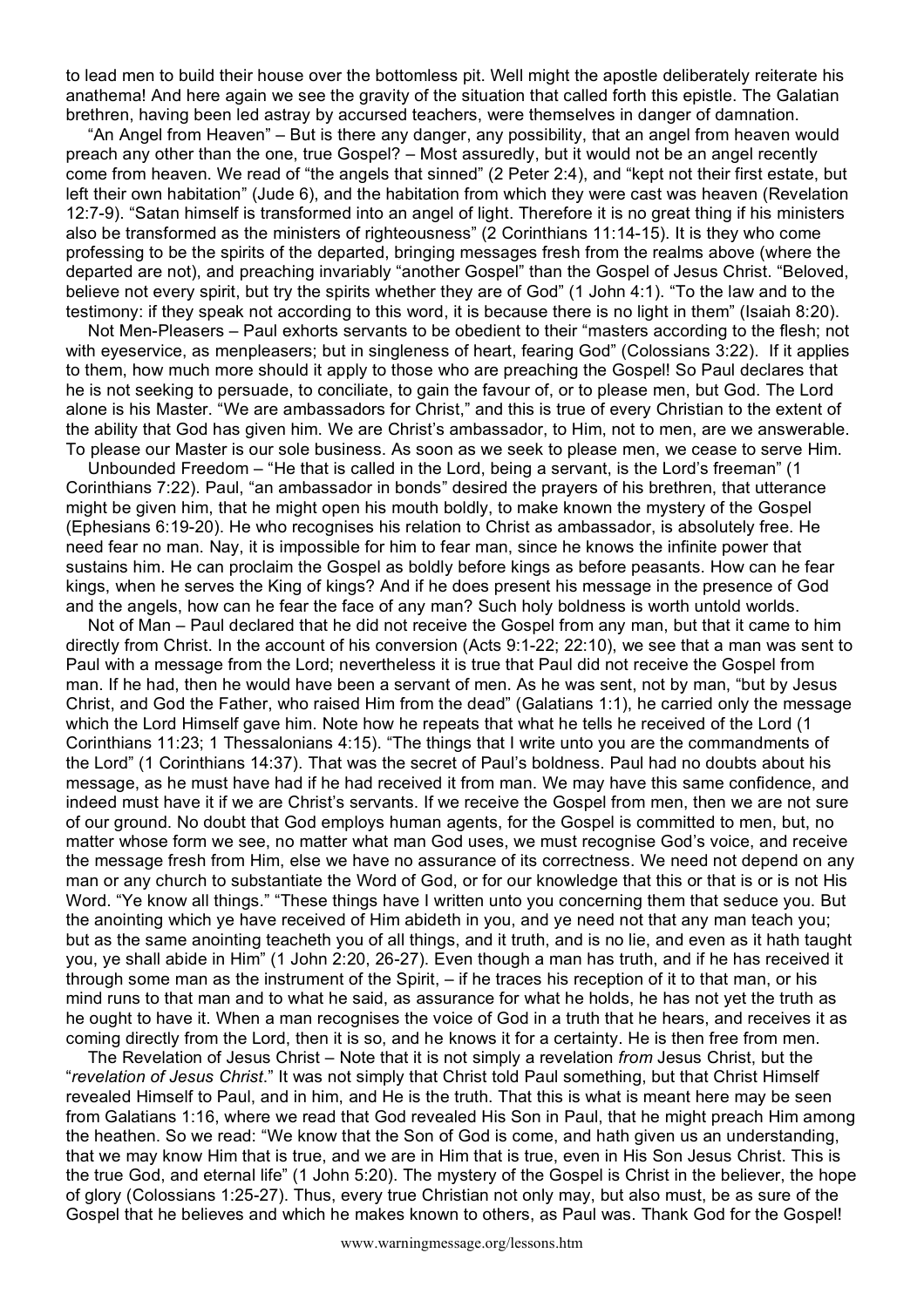to lead men to build their house over the bottomless pit. Well might the apostle deliberately reiterate his anathema! And here again we see the gravity of the situation that called forth this epistle. The Galatian brethren, having been led astray by accursed teachers, were themselves in danger of damnation.

"An Angel from Heaven" – But is there any danger, any possibility, that an angel from heaven would preach any other than the one, true Gospel? – Most assuredly, but it would not be an angel recently come from heaven. We read of "the angels that sinned" (2 Peter 2:4), and "kept not their first estate, but left their own habitation" (Jude 6), and the habitation from which they were cast was heaven (Revelation 12:7-9). "Satan himself is transformed into an angel of light. Therefore it is no great thing if his ministers also be transformed as the ministers of righteousness" (2 Corinthians 11:14-15). It is they who come professing to be the spirits of the departed, bringing messages fresh from the realms above (where the departed are not), and preaching invariably "another Gospel" than the Gospel of Jesus Christ. "Beloved, believe not every spirit, but try the spirits whether they are of God" (1 John 4:1). "To the law and to the testimony: if they speak not according to this word, it is because there is no light in them" (Isaiah 8:20).

Not Men-Pleasers – Paul exhorts servants to be obedient to their "masters according to the flesh; not with eyeservice, as menpleasers; but in singleness of heart, fearing God" (Colossians 3:22). If it applies to them, how much more should it apply to those who are preaching the Gospel! So Paul declares that he is not seeking to persuade, to conciliate, to gain the favour of, or to please men, but God. The Lord alone is his Master. "We are ambassadors for Christ," and this is true of every Christian to the extent of the ability that God has given him. We are Christ's ambassador, to Him, not to men, are we answerable. To please our Master is our sole business. As soon as we seek to please men, we cease to serve Him.

Unbounded Freedom – "He that is called in the Lord, being a servant, is the Lord's freeman" (1 Corinthians 7:22). Paul, "an ambassador in bonds" desired the prayers of his brethren, that utterance might be given him, that he might open his mouth boldly, to make known the mystery of the Gospel (Ephesians 6:19-20). He who recognises his relation to Christ as ambassador, is absolutely free. He need fear no man. Nay, it is impossible for him to fear man, since he knows the infinite power that sustains him. He can proclaim the Gospel as boldly before kings as before peasants. How can he fear kings, when he serves the King of kings? And if he does present his message in the presence of God and the angels, how can he fear the face of any man? Such holy boldness is worth untold worlds.

Not of Man – Paul declared that he did not receive the Gospel from any man, but that it came to him directly from Christ. In the account of his conversion (Acts 9:1-22; 22:10), we see that a man was sent to Paul with a message from the Lord; nevertheless it is true that Paul did not receive the Gospel from man. If he had, then he would have been a servant of men. As he was sent, not by man, "but by Jesus Christ, and God the Father, who raised Him from the dead" (Galatians 1:1), he carried only the message which the Lord Himself gave him. Note how he repeats that what he tells he received of the Lord (1 Corinthians 11:23; 1 Thessalonians 4:15). "The things that I write unto you are the commandments of the Lord" (1 Corinthians 14:37). That was the secret of Paul's boldness. Paul had no doubts about his message, as he must have had if he had received it from man. We may have this same confidence, and indeed must have it if we are Christ's servants. If we receive the Gospel from men, then we are not sure of our ground. No doubt that God employs human agents, for the Gospel is committed to men, but, no matter whose form we see, no matter what man God uses, we must recognise God's voice, and receive the message fresh from Him, else we have no assurance of its correctness. We need not depend on any man or any church to substantiate the Word of God, or for our knowledge that this or that is or is not His Word. "Ye know all things." "These things have I written unto you concerning them that seduce you. But the anointing which ye have received of Him abideth in you, and ye need not that any man teach you; but as the same anointing teacheth you of all things, and it truth, and is no lie, and even as it hath taught you, ye shall abide in Him" (1 John 2:20, 26-27). Even though a man has truth, and if he has received it through some man as the instrument of the Spirit, – if he traces his reception of it to that man, or his mind runs to that man and to what he said, as assurance for what he holds, he has not yet the truth as he ought to have it. When a man recognises the voice of God in a truth that he hears, and receives it as coming directly from the Lord, then it is so, and he knows it for a certainty. He is then free from men.

The Revelation of Jesus Christ – Note that it is not simply a revelation *from* Jesus Christ, but the "*revelation of Jesus Christ*." It was not simply that Christ told Paul something, but that Christ Himself revealed Himself to Paul, and in him, and He is the truth. That this is what is meant here may be seen from Galatians 1:16, where we read that God revealed His Son in Paul, that he might preach Him among the heathen. So we read: "We know that the Son of God is come, and hath given us an understanding, that we may know Him that is true, and we are in Him that is true, even in His Son Jesus Christ. This is the true God, and eternal life" (1 John 5:20). The mystery of the Gospel is Christ in the believer, the hope of glory (Colossians 1:25-27). Thus, every true Christian not only may, but also must, be as sure of the Gospel that he believes and which he makes known to others, as Paul was. Thank God for the Gospel!

www.warningmessage.org/lessons.htm